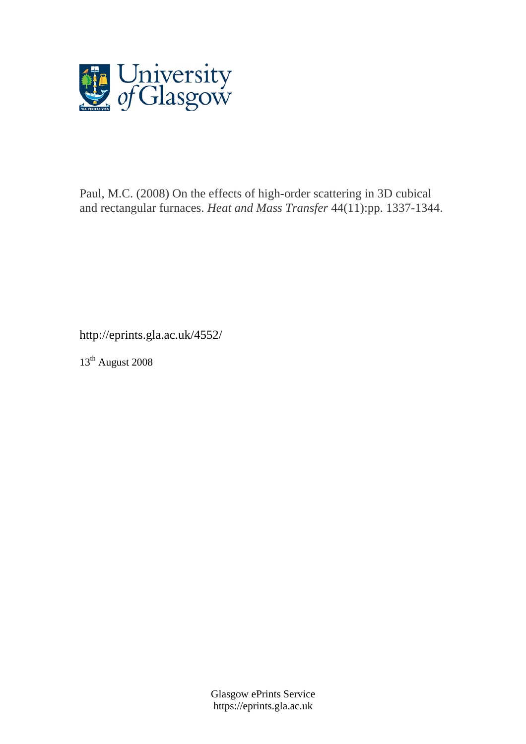Paul, M.C. (2008) On the effects of high-order scattering in 3D cubical and rectangular furnaces. *Heat and Mass Transfer* 44(11):pp. 1337-1344.

http://eprints.gla.ac.uk/4552/

13th August 2008

Glasgow ePrints Service
https://eprints.gla.ac.uk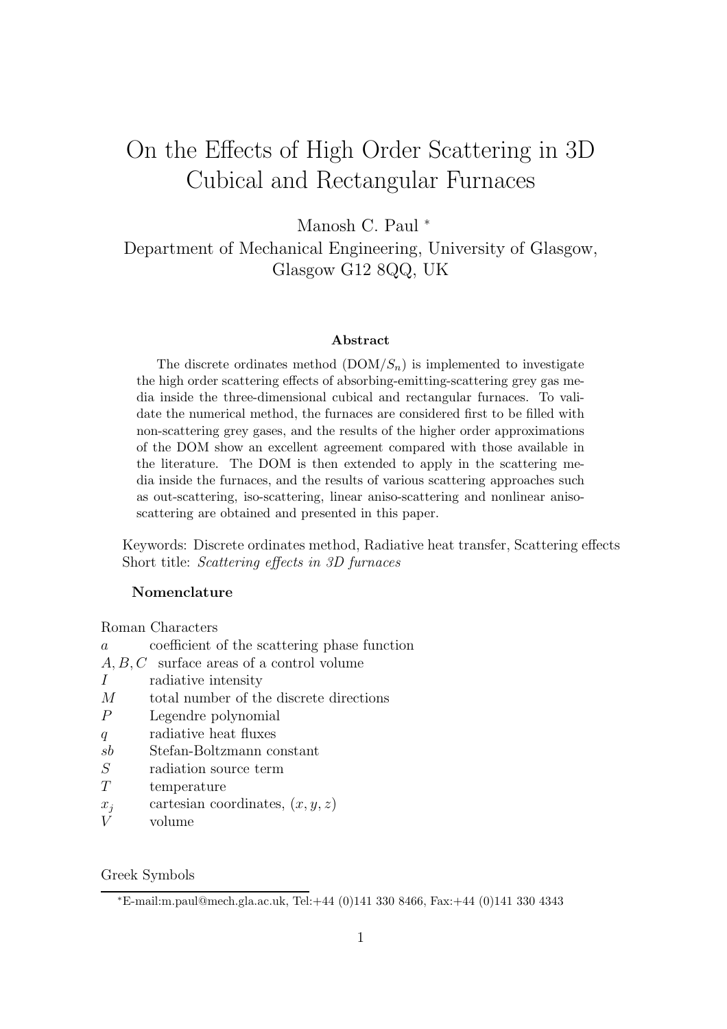# On the Effects of High Order Scattering in 3D Cubical and Rectangular Furnaces

Manosh C. Paul [*]

Department of Mechanical Engineering, University of Glasgow, Glasgow G12 8QQ, UK

### Abstract

The discrete ordinates method (DOM/$S_n$) is implemented to investigate the high order scattering effects of absorbing-emitting-scattering grey gas media inside the three-dimensional cubical and rectangular furnaces. To validate the numerical method, the furnaces are considered first to be filled with non-scattering grey gases, and the results of the higher order approximations of the DOM show an excellent agreement compared with those available in the literature. The DOM is then extended to apply in the scattering media inside the furnaces, and the results of various scattering approaches such as out-scattering, iso-scattering, linear aniso-scattering and nonlinear aniso-scattering are obtained and presented in this paper.

Keywords: Discrete ordinates method, Radiative heat transfer, Scattering effects
Short title: *Scattering effects in 3D furnaces*

### Nomenclature

Roman Characters

- $a$ coefficient of the scattering phase function
- $A, B, C$ surface areas of a control volume
- $I$ radiative intensity
- $M$ total number of the discrete directions
- $P$ Legendre polynomial
- $q$ radiative heat fluxes
- $sb$ Stefan-Boltzmann constant
- $S$ radiation source term
- $T$ temperature
- $x_j$ cartesian coordinates, $(x, y, z)$
- $V$ volume

Greek Symbols

[*] E-mail:m.paul@mech.gla.ac.uk, Tel:+44 (0)141 330 8466, Fax:+44 (0)141 330 4343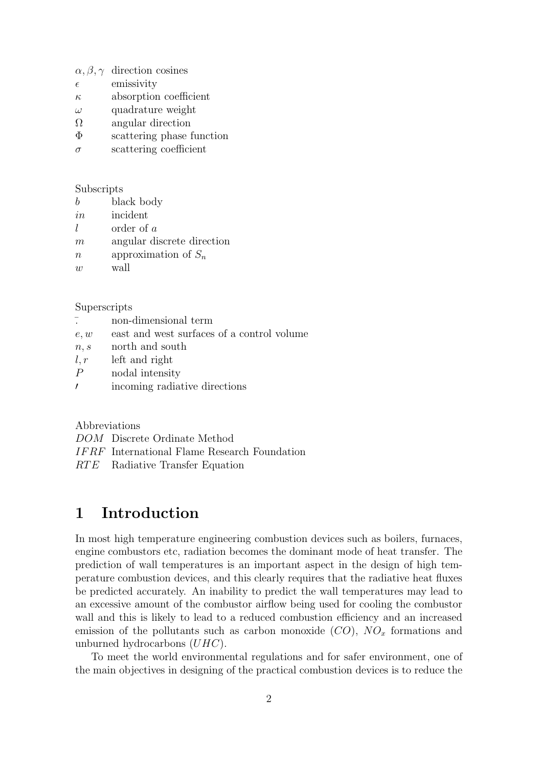| | |
|---|---|
| $\alpha, \beta, \gamma$ | direction cosines |
| $\epsilon$ | emissivity |
| $\kappa$ | absorption coefficient |
| $\omega$ | quadrature weight |
| $\Omega$ | angular direction |
| $\Phi$ | scattering phase function |
| $\sigma$ | scattering coefficient |

Subscripts

| | |
|---|---|
| $b$ | black body |
| $in$ | incident |
| $l$ | order of $a$ |
| $m$ | angular discrete direction |
| $n$ | approximation of $S_n$ |
| $w$ | wall |

Superscripts

| | |
|---|---|
| $\bar{.}$ | non-dimensional term |
| $e, w$ | east and west surfaces of a control volume |
| $n, s$ | north and south |
| $l, r$ | left and right |
| $P$ | nodal intensity |
| $\prime$ | incoming radiative directions |

Abbreviations

| | |
|---|---|
| $DOM$ | Discrete Ordinate Method |
| $IFRF$ | International Flame Research Foundation |
| $RTE$ | Radiative Transfer Equation |

# 1 Introduction

In most high temperature engineering combustion devices such as boilers, furnaces, engine combustors etc, radiation becomes the dominant mode of heat transfer. The prediction of wall temperatures is an important aspect in the design of high temperature combustion devices, and this clearly requires that the radiative heat fluxes be predicted accurately. An inability to predict the wall temperatures may lead to an excessive amount of the combustor airflow being used for cooling the combustor wall and this is likely to lead to a reduced combustion efficiency and an increased emission of the pollutants such as carbon monoxide ($CO$), $NO_x$ formations and unburned hydrocarbons ($UHC$).

To meet the world environmental regulations and for safer environment, one of the main objectives in designing of the practical combustion devices is to reduce the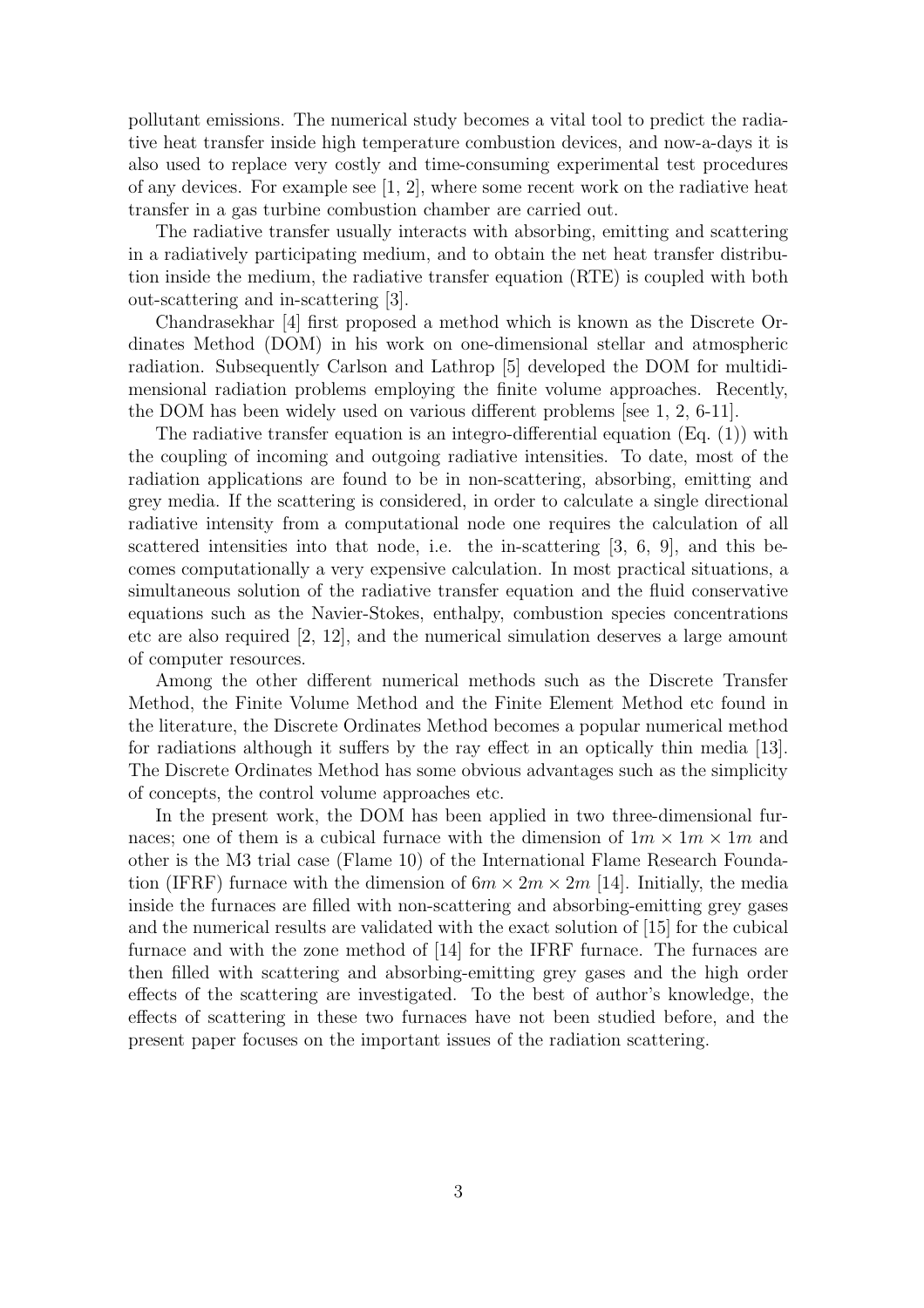pollutant emissions. The numerical study becomes a vital tool to predict the radiative heat transfer inside high temperature combustion devices, and now-a-days it is also used to replace very costly and time-consuming experimental test procedures of any devices. For example see [1, 2], where some recent work on the radiative heat transfer in a gas turbine combustion chamber are carried out.

The radiative transfer usually interacts with absorbing, emitting and scattering in a radiatively participating medium, and to obtain the net heat transfer distribution inside the medium, the radiative transfer equation (RTE) is coupled with both out-scattering and in-scattering [3].

Chandrasekhar [4] first proposed a method which is known as the Discrete Ordinates Method (DOM) in his work on one-dimensional stellar and atmospheric radiation. Subsequently Carlson and Lathrop [5] developed the DOM for multidimensional radiation problems employing the finite volume approaches. Recently, the DOM has been widely used on various different problems [see 1, 2, 6-11].

The radiative transfer equation is an integro-differential equation (Eq. (1)) with the coupling of incoming and outgoing radiative intensities. To date, most of the radiation applications are found to be in non-scattering, absorbing, emitting and grey media. If the scattering is considered, in order to calculate a single directional radiative intensity from a computational node one requires the calculation of all scattered intensities into that node, i.e. the in-scattering [3, 6, 9], and this becomes computationally a very expensive calculation. In most practical situations, a simultaneous solution of the radiative transfer equation and the fluid conservative equations such as the Navier-Stokes, enthalpy, combustion species concentrations etc are also required [2, 12], and the numerical simulation deserves a large amount of computer resources.

Among the other different numerical methods such as the Discrete Transfer Method, the Finite Volume Method and the Finite Element Method etc found in the literature, the Discrete Ordinates Method becomes a popular numerical method for radiations although it suffers by the ray effect in an optically thin media [13]. The Discrete Ordinates Method has some obvious advantages such as the simplicity of concepts, the control volume approaches etc.

In the present work, the DOM has been applied in two three-dimensional furnaces; one of them is a cubical furnace with the dimension of $1m \times 1m \times 1m$ and other is the M3 trial case (Flame 10) of the International Flame Research Foundation (IFRF) furnace with the dimension of $6m \times 2m \times 2m$ [14]. Initially, the media inside the furnaces are filled with non-scattering and absorbing-emitting grey gases and the numerical results are validated with the exact solution of [15] for the cubical furnace and with the zone method of [14] for the IFRF furnace. The furnaces are then filled with scattering and absorbing-emitting grey gases and the high order effects of the scattering are investigated. To the best of author's knowledge, the effects of scattering in these two furnaces have not been studied before, and the present paper focuses on the important issues of the radiation scattering.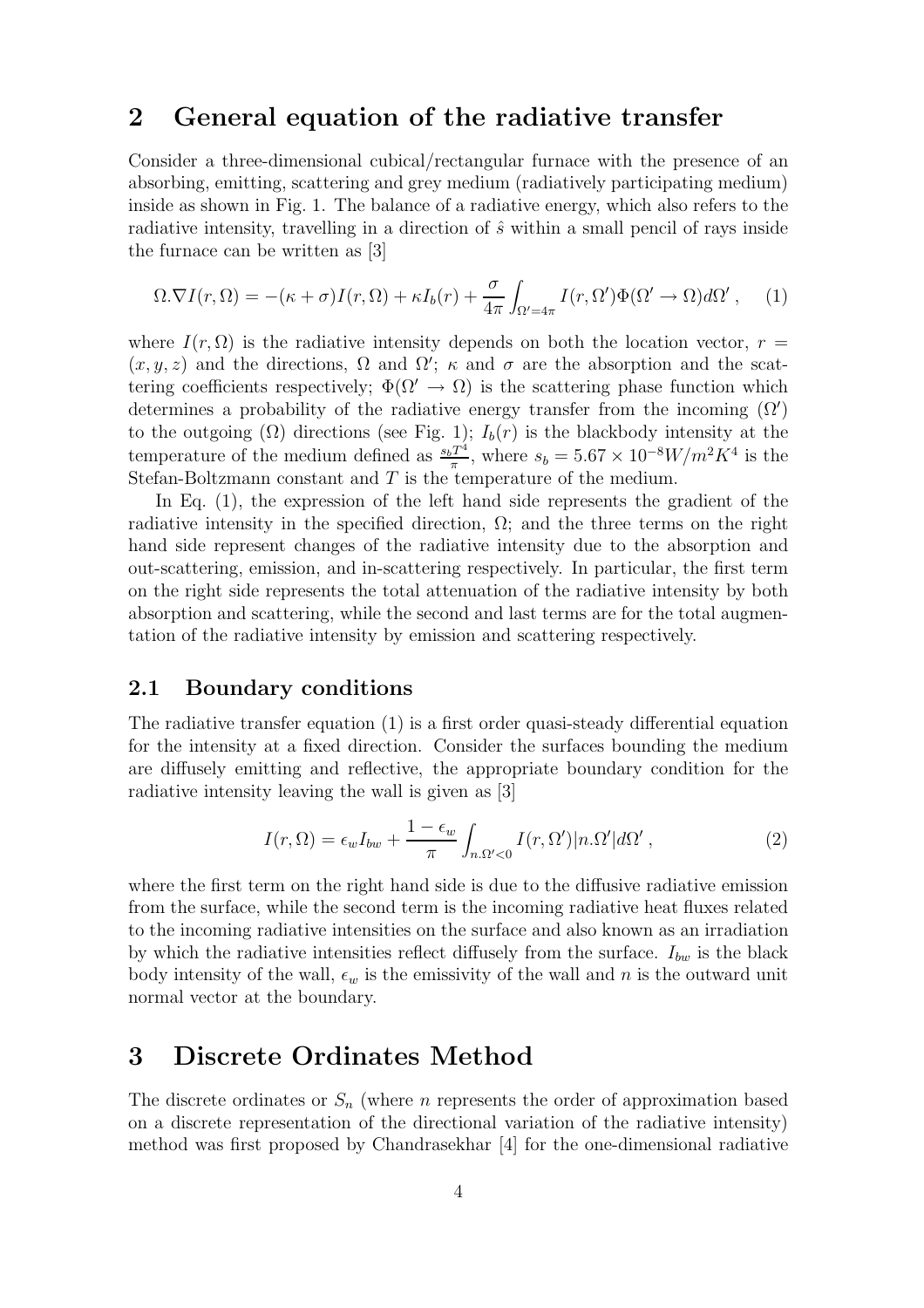## 2 General equation of the radiative transfer

Consider a three-dimensional cubical/rectangular furnace with the presence of an absorbing, emitting, scattering and grey medium (radiatively participating medium) inside as shown in Fig. 1. The balance of a radiative energy, which also refers to the radiative intensity, travelling in a direction of $\hat{s}$ within a small pencil of rays inside the furnace can be written as [3]

$$\Omega.\nabla I(r,\Omega) = -(\kappa+\sigma)I(r,\Omega) + \kappa I_b(r) + \frac{\sigma}{4\pi}\int_{\Omega'=4\pi} I(r,\Omega')\Phi(\Omega'\to\Omega)d\Omega' \,, \quad (1)$$

where $I(r,\Omega)$ is the radiative intensity depends on both the location vector, $r = (x,y,z)$ and the directions, $\Omega$ and $\Omega'$; $\kappa$ and $\sigma$ are the absorption and the scattering coefficients respectively; $\Phi(\Omega'\to\Omega)$ is the scattering phase function which determines a probability of the radiative energy transfer from the incoming $(\Omega')$ to the outgoing $(\Omega)$ directions (see Fig. 1); $I_b(r)$ is the blackbody intensity at the temperature of the medium defined as $\frac{s_b T^4}{\pi}$, where $s_b = 5.67\times10^{-8} W/m^2K^4$ is the Stefan-Boltzmann constant and $T$ is the temperature of the medium.

In Eq. (1), the expression of the left hand side represents the gradient of the radiative intensity in the specified direction, $\Omega$; and the three terms on the right hand side represent changes of the radiative intensity due to the absorption and out-scattering, emission, and in-scattering respectively. In particular, the first term on the right side represents the total attenuation of the radiative intensity by both absorption and scattering, while the second and last terms are for the total augmentation of the radiative intensity by emission and scattering respectively.

### 2.1 Boundary conditions

The radiative transfer equation (1) is a first order quasi-steady differential equation for the intensity at a fixed direction. Consider the surfaces bounding the medium are diffusely emitting and reflective, the appropriate boundary condition for the radiative intensity leaving the wall is given as [3]

$$I(r,\Omega) = \epsilon_w I_{bw} + \frac{1-\epsilon_w}{\pi}\int_{n.\Omega'<0} I(r,\Omega')|n.\Omega'|d\Omega' \,, \quad (2)$$

where the first term on the right hand side is due to the diffusive radiative emission from the surface, while the second term is the incoming radiative heat fluxes related to the incoming radiative intensities on the surface and also known as an irradiation by which the radiative intensities reflect diffusely from the surface. $I_{bw}$ is the black body intensity of the wall, $\epsilon_w$ is the emissivity of the wall and $n$ is the outward unit normal vector at the boundary.

## 3 Discrete Ordinates Method

The discrete ordinates or $S_n$ (where $n$ represents the order of approximation based on a discrete representation of the directional variation of the radiative intensity) method was first proposed by Chandrasekhar [4] for the one-dimensional radiative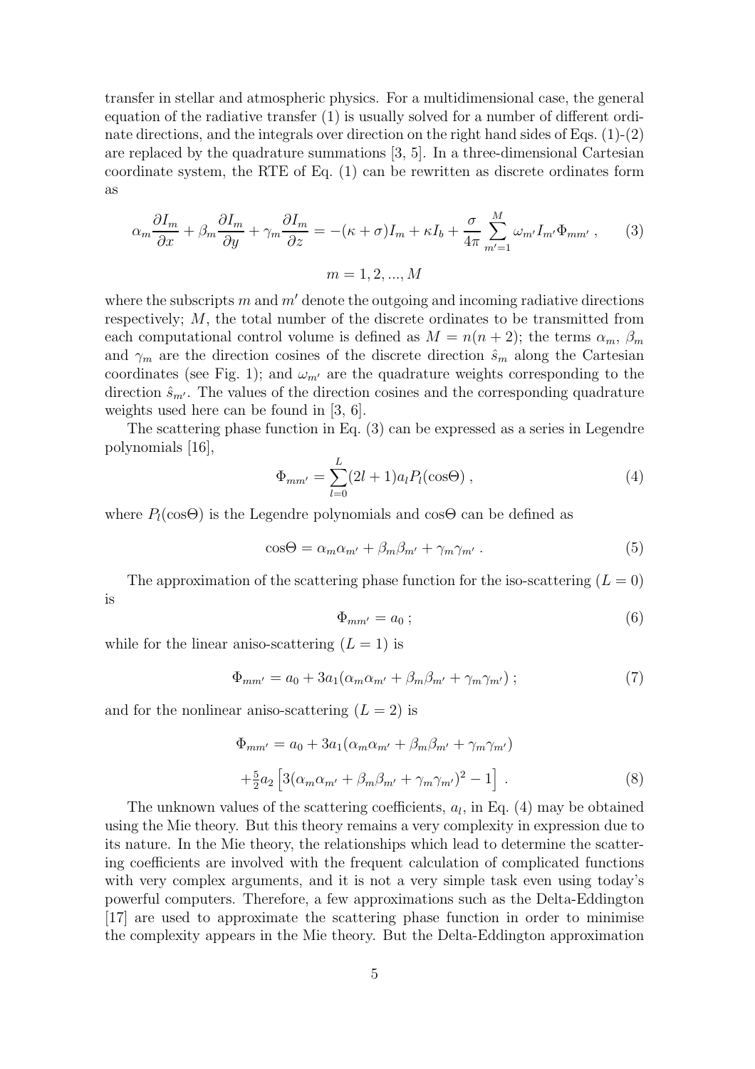transfer in stellar and atmospheric physics. For a multidimensional case, the general equation of the radiative transfer (1) is usually solved for a number of different ordinate directions, and the integrals over direction on the right hand sides of Eqs. (1)-(2) are replaced by the quadrature summations [3, 5]. In a three-dimensional Cartesian coordinate system, the RTE of Eq. (1) can be rewritten as discrete ordinates form as

$$\alpha_m \frac{\partial I_m}{\partial x} + \beta_m \frac{\partial I_m}{\partial y} + \gamma_m \frac{\partial I_m}{\partial z} = -(\kappa + \sigma) I_m + \kappa I_b + \frac{\sigma}{4\pi} \sum_{m'=1}^{M} \omega_{m'} I_{m'} \Phi_{mm'} \, , \tag{3}$$

$$m = 1, 2, ..., M$$

where the subscripts $m$ and $m'$ denote the outgoing and incoming radiative directions respectively; $M$, the total number of the discrete ordinates to be transmitted from each computational control volume is defined as $M = n(n+2)$; the terms $\alpha_m$, $\beta_m$ and $\gamma_m$ are the direction cosines of the discrete direction $\hat{s}_m$ along the Cartesian coordinates (see Fig. 1); and $\omega_{m'}$ are the quadrature weights corresponding to the direction $\hat{s}_{m'}$. The values of the direction cosines and the corresponding quadrature weights used here can be found in [3, 6].

The scattering phase function in Eq. (3) can be expressed as a series in Legendre polynomials [16],

$$\Phi_{mm'} = \sum_{l=0}^{L} (2l+1) a_l P_l(\cos\Theta) \, , \tag{4}$$

where $P_l(\cos\Theta)$ is the Legendre polynomials and $\cos\Theta$ can be defined as

$$\cos\Theta = \alpha_m \alpha_{m'} + \beta_m \beta_{m'} + \gamma_m \gamma_{m'} \, . \tag{5}$$

The approximation of the scattering phase function for the iso-scattering ($L = 0$) is

$$\Phi_{mm'} = a_0 \, ; \tag{6}$$

while for the linear aniso-scattering ($L = 1$) is

$$\Phi_{mm'} = a_0 + 3a_1(\alpha_m \alpha_{m'} + \beta_m \beta_{m'} + \gamma_m \gamma_{m'}) \, ; \tag{7}$$

and for the nonlinear aniso-scattering ($L = 2$) is

$$\begin{aligned} \Phi_{mm'} &= a_0 + 3a_1(\alpha_m \alpha_{m'} + \beta_m \beta_{m'} + \gamma_m \gamma_{m'}) \\ &+ \tfrac{5}{2} a_2 \left[ 3(\alpha_m \alpha_{m'} + \beta_m \beta_{m'} + \gamma_m \gamma_{m'})^2 - 1 \right] \, . \end{aligned} \tag{8}$$

The unknown values of the scattering coefficients, $a_l$, in Eq. (4) may be obtained using the Mie theory. But this theory remains a very complexity in expression due to its nature. In the Mie theory, the relationships which lead to determine the scattering coefficients are involved with the frequent calculation of complicated functions with very complex arguments, and it is not a very simple task even using today's powerful computers. Therefore, a few approximations such as the Delta-Eddington [17] are used to approximate the scattering phase function in order to minimise the complexity appears in the Mie theory. But the Delta-Eddington approximation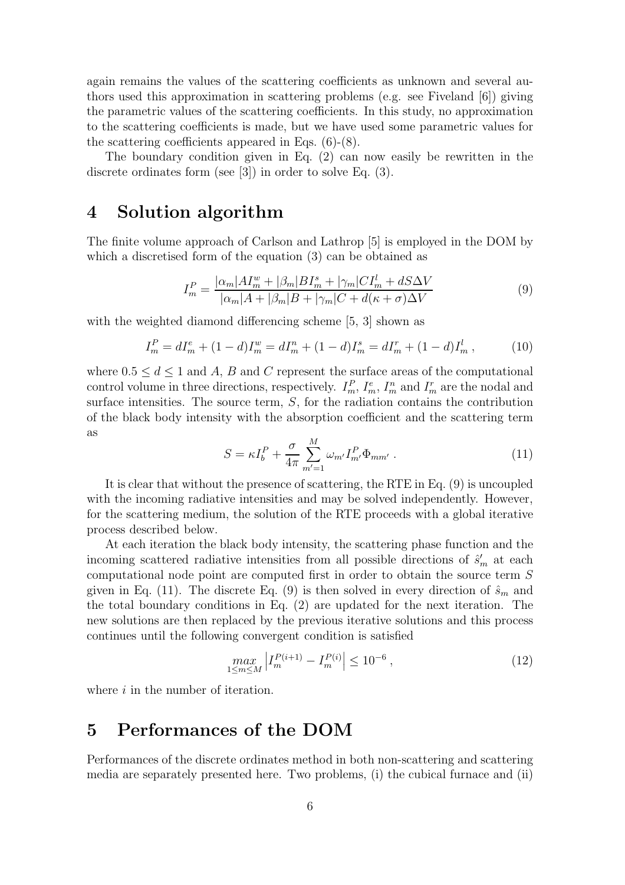again remains the values of the scattering coefficients as unknown and several authors used this approximation in scattering problems (e.g. see Fiveland [6]) giving the parametric values of the scattering coefficients. In this study, no approximation to the scattering coefficients is made, but we have used some parametric values for the scattering coefficients appeared in Eqs. (6)-(8).

The boundary condition given in Eq. (2) can now easily be rewritten in the discrete ordinates form (see [3]) in order to solve Eq. (3).

# 4 Solution algorithm

The finite volume approach of Carlson and Lathrop [5] is employed in the DOM by which a discretised form of the equation (3) can be obtained as

$$I_m^P = \frac{|\alpha_m| A I_m^w + |\beta_m| B I_m^s + |\gamma_m| C I_m^l + d S \Delta V}{|\alpha_m| A + |\beta_m| B + |\gamma_m| C + d(\kappa + \sigma)\Delta V} \tag{9}$$

with the weighted diamond differencing scheme [5, 3] shown as

$$I_m^P = d I_m^e + (1-d) I_m^w = d I_m^n + (1-d) I_m^s = d I_m^r + (1-d) I_m^l \,, \tag{10}$$

where $0.5 \leq d \leq 1$ and $A$, $B$ and $C$ represent the surface areas of the computational control volume in three directions, respectively. $I_m^P$, $I_m^e$, $I_m^n$ and $I_m^r$ are the nodal and surface intensities. The source term, $S$, for the radiation contains the contribution of the black body intensity with the absorption coefficient and the scattering term as

$$S = \kappa I_b^P + \frac{\sigma}{4\pi} \sum_{m'=1}^{M} \omega_{m'} I_{m'}^P \Phi_{mm'} \,. \tag{11}$$

It is clear that without the presence of scattering, the RTE in Eq. (9) is uncoupled with the incoming radiative intensities and may be solved independently. However, for the scattering medium, the solution of the RTE proceeds with a global iterative process described below.

At each iteration the black body intensity, the scattering phase function and the incoming scattered radiative intensities from all possible directions of $\hat{s}'_m$ at each computational node point are computed first in order to obtain the source term $S$ given in Eq. (11). The discrete Eq. (9) is then solved in every direction of $\hat{s}_m$ and the total boundary conditions in Eq. (2) are updated for the next iteration. The new solutions are then replaced by the previous iterative solutions and this process continues until the following convergent condition is satisfied

$$\max_{1 \leq m \leq M} \left| I_m^{P(i+1)} - I_m^{P(i)} \right| \leq 10^{-6} \,, \tag{12}$$

where $i$ in the number of iteration.

# 5 Performances of the DOM

Performances of the discrete ordinates method in both non-scattering and scattering media are separately presented here. Two problems, (i) the cubical furnace and (ii)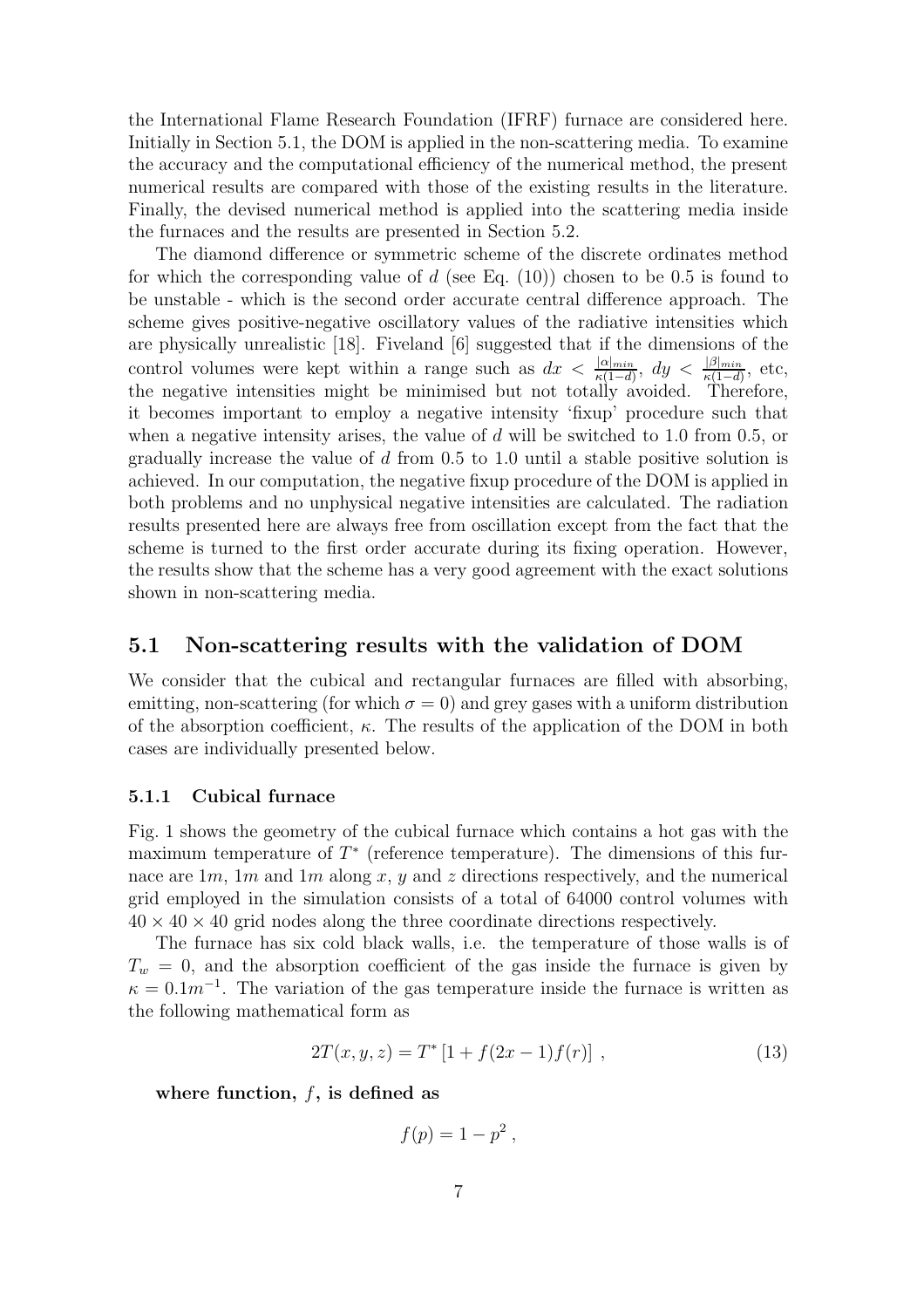the International Flame Research Foundation (IFRF) furnace are considered here. Initially in Section 5.1, the DOM is applied in the non-scattering media. To examine the accuracy and the computational efficiency of the numerical method, the present numerical results are compared with those of the existing results in the literature. Finally, the devised numerical method is applied into the scattering media inside the furnaces and the results are presented in Section 5.2.

The diamond difference or symmetric scheme of the discrete ordinates method for which the corresponding value of $d$ (see Eq. (10)) chosen to be 0.5 is found to be unstable - which is the second order accurate central difference approach. The scheme gives positive-negative oscillatory values of the radiative intensities which are physically unrealistic [18]. Fiveland [6] suggested that if the dimensions of the control volumes were kept within a range such as $dx < \frac{|\alpha|_{min}}{\kappa(1-d)}$, $dy < \frac{|\beta|_{min}}{\kappa(1-d)}$, etc, the negative intensities might be minimised but not totally avoided. Therefore, it becomes important to employ a negative intensity 'fixup' procedure such that when a negative intensity arises, the value of $d$ will be switched to 1.0 from 0.5, or gradually increase the value of $d$ from 0.5 to 1.0 until a stable positive solution is achieved. In our computation, the negative fixup procedure of the DOM is applied in both problems and no unphysical negative intensities are calculated. The radiation results presented here are always free from oscillation except from the fact that the scheme is turned to the first order accurate during its fixing operation. However, the results show that the scheme has a very good agreement with the exact solutions shown in non-scattering media.

## 5.1 Non-scattering results with the validation of DOM

We consider that the cubical and rectangular furnaces are filled with absorbing, emitting, non-scattering (for which $\sigma = 0$) and grey gases with a uniform distribution of the absorption coefficient, $\kappa$. The results of the application of the DOM in both cases are individually presented below.

### 5.1.1 Cubical furnace

Fig. 1 shows the geometry of the cubical furnace which contains a hot gas with the maximum temperature of $T^*$ (reference temperature). The dimensions of this furnace are $1m$, $1m$ and $1m$ along $x$, $y$ and $z$ directions respectively, and the numerical grid employed in the simulation consists of a total of 64000 control volumes with $40 \times 40 \times 40$ grid nodes along the three coordinate directions respectively.

The furnace has six cold black walls, i.e. the temperature of those walls is of $T_w = 0$, and the absorption coefficient of the gas inside the furnace is given by $\kappa = 0.1m^{-1}$. The variation of the gas temperature inside the furnace is written as the following mathematical form as

$$2T(x, y, z) = T^* \left[1 + f(2x - 1)f(r)\right] , \tag{13}$$

**where function, $f$, is defined as**

$$f(p) = 1 - p^2 ,$$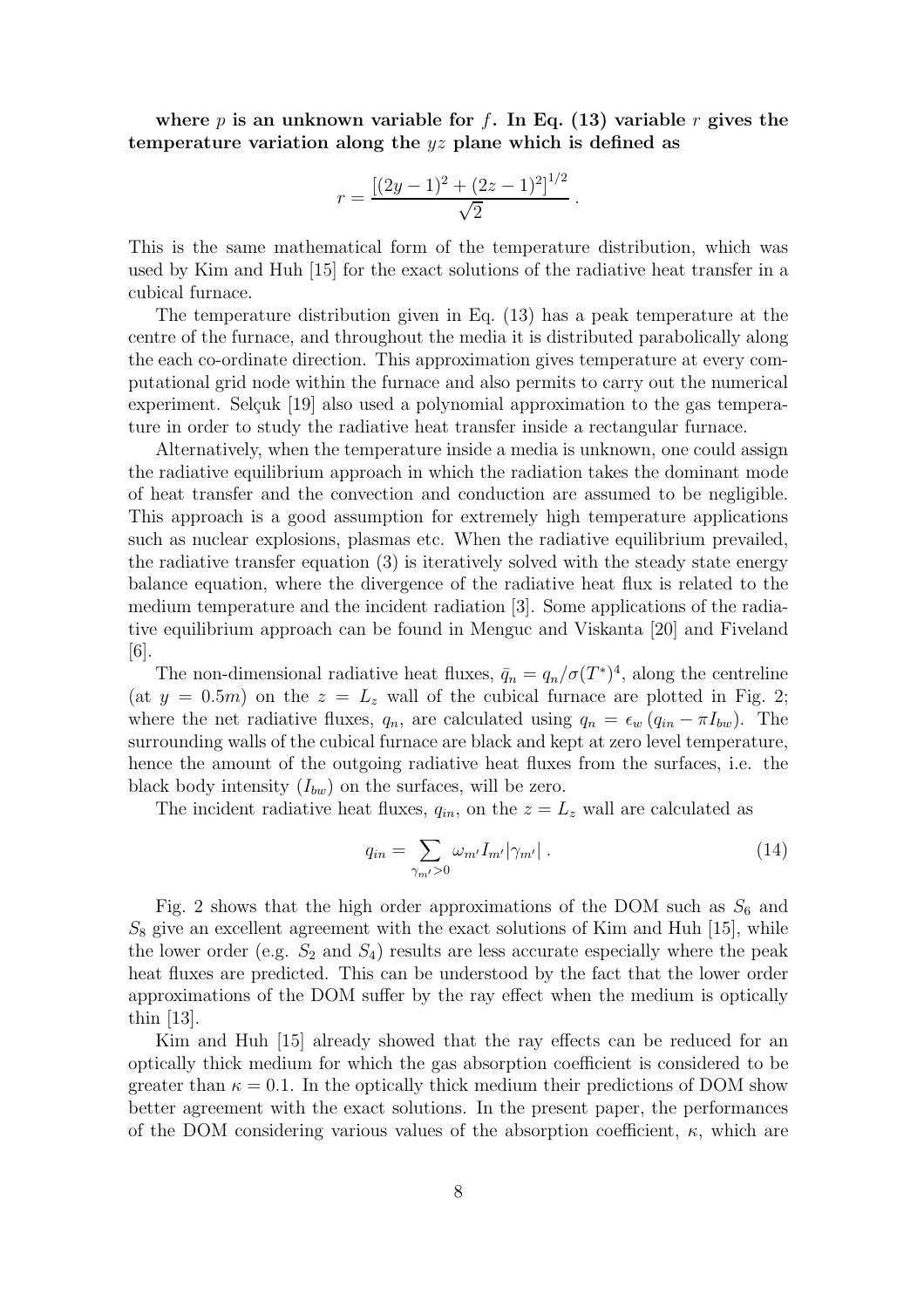**where $p$ is an unknown variable for $f$. In Eq. (13) variable $r$ gives the temperature variation along the $yz$ plane which is defined as**

$$r = \frac{\left[(2y-1)^2 + (2z-1)^2\right]^{1/2}}{\sqrt{2}} \,.$$

This is the same mathematical form of the temperature distribution, which was used by Kim and Huh [15] for the exact solutions of the radiative heat transfer in a cubical furnace.

The temperature distribution given in Eq. (13) has a peak temperature at the centre of the furnace, and throughout the media it is distributed parabolically along the each co-ordinate direction. This approximation gives temperature at every computational grid node within the furnace and also permits to carry out the numerical experiment. Selçuk [19] also used a polynomial approximation to the gas temperature in order to study the radiative heat transfer inside a rectangular furnace.

Alternatively, when the temperature inside a media is unknown, one could assign the radiative equilibrium approach in which the radiation takes the dominant mode of heat transfer and the convection and conduction are assumed to be negligible. This approach is a good assumption for extremely high temperature applications such as nuclear explosions, plasmas etc. When the radiative equilibrium prevailed, the radiative transfer equation (3) is iteratively solved with the steady state energy balance equation, where the divergence of the radiative heat flux is related to the medium temperature and the incident radiation [3]. Some applications of the radiative equilibrium approach can be found in Menguc and Viskanta [20] and Fiveland [6].

The non-dimensional radiative heat fluxes, $\bar{q}_n = q_n/\sigma(T^*)^4$, along the centreline (at $y = 0.5m$) on the $z = L_z$ wall of the cubical furnace are plotted in Fig. 2; where the net radiative fluxes, $q_n$, are calculated using $q_n = \epsilon_w \left(q_{in} - \pi I_{bw}\right)$. The surrounding walls of the cubical furnace are black and kept at zero level temperature, hence the amount of the outgoing radiative heat fluxes from the surfaces, i.e. the black body intensity ($I_{bw}$) on the surfaces, will be zero.

The incident radiative heat fluxes, $q_{in}$, on the $z = L_z$ wall are calculated as

$$q_{in} = \sum_{\gamma_{m'}>0} \omega_{m'} I_{m'} |\gamma_{m'}| \,. \tag{14}$$

Fig. 2 shows that the high order approximations of the DOM such as $S_6$ and $S_8$ give an excellent agreement with the exact solutions of Kim and Huh [15], while the lower order (e.g. $S_2$ and $S_4$) results are less accurate especially where the peak heat fluxes are predicted. This can be understood by the fact that the lower order approximations of the DOM suffer by the ray effect when the medium is optically thin [13].

Kim and Huh [15] already showed that the ray effects can be reduced for an optically thick medium for which the gas absorption coefficient is considered to be greater than $\kappa = 0.1$. In the optically thick medium their predictions of DOM show better agreement with the exact solutions. In the present paper, the performances of the DOM considering various values of the absorption coefficient, $\kappa$, which are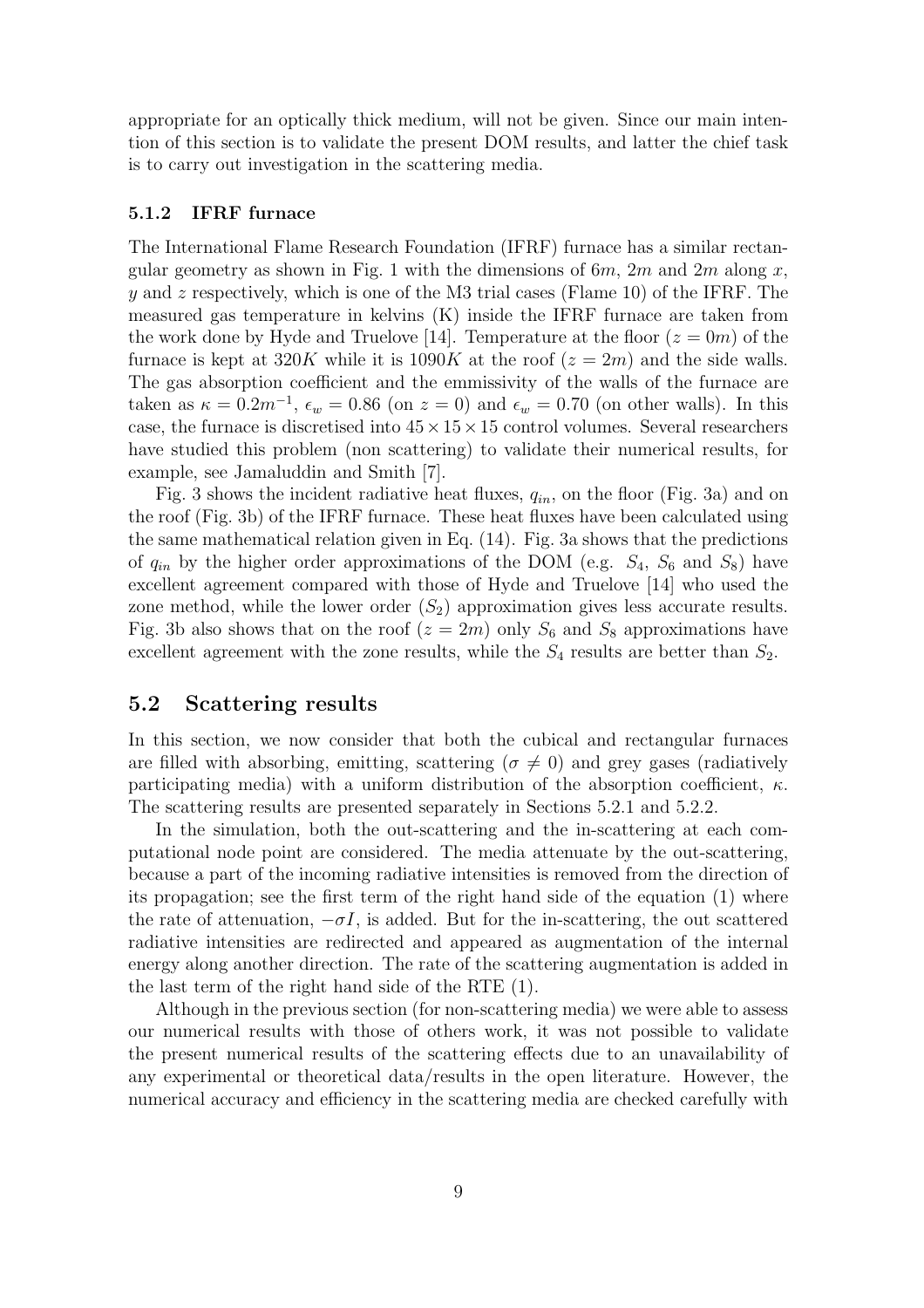appropriate for an optically thick medium, will not be given. Since our main intention of this section is to validate the present DOM results, and latter the chief task is to carry out investigation in the scattering media.

### 5.1.2 IFRF furnace

The International Flame Research Foundation (IFRF) furnace has a similar rectangular geometry as shown in Fig. 1 with the dimensions of $6m$, $2m$ and $2m$ along $x$, $y$ and $z$ respectively, which is one of the M3 trial cases (Flame 10) of the IFRF. The measured gas temperature in kelvins (K) inside the IFRF furnace are taken from the work done by Hyde and Truelove [14]. Temperature at the floor ($z = 0m$) of the furnace is kept at $320K$ while it is $1090K$ at the roof ($z = 2m$) and the side walls. The gas absorption coefficient and the emmissivity of the walls of the furnace are taken as $\kappa = 0.2m^{-1}$, $\epsilon_w = 0.86$ (on $z = 0$) and $\epsilon_w = 0.70$ (on other walls). In this case, the furnace is discretised into $45 \times 15 \times 15$ control volumes. Several researchers have studied this problem (non scattering) to validate their numerical results, for example, see Jamaluddin and Smith [7].

Fig. 3 shows the incident radiative heat fluxes, $q_{in}$, on the floor (Fig. 3a) and on the roof (Fig. 3b) of the IFRF furnace. These heat fluxes have been calculated using the same mathematical relation given in Eq. (14). Fig. 3a shows that the predictions of $q_{in}$ by the higher order approximations of the DOM (e.g. $S_4$, $S_6$ and $S_8$) have excellent agreement compared with those of Hyde and Truelove [14] who used the zone method, while the lower order ($S_2$) approximation gives less accurate results. Fig. 3b also shows that on the roof ($z = 2m$) only $S_6$ and $S_8$ approximations have excellent agreement with the zone results, while the $S_4$ results are better than $S_2$.

## 5.2 Scattering results

In this section, we now consider that both the cubical and rectangular furnaces are filled with absorbing, emitting, scattering ($\sigma \neq 0$) and grey gases (radiatively participating media) with a uniform distribution of the absorption coefficient, $\kappa$. The scattering results are presented separately in Sections 5.2.1 and 5.2.2.

In the simulation, both the out-scattering and the in-scattering at each computational node point are considered. The media attenuate by the out-scattering, because a part of the incoming radiative intensities is removed from the direction of its propagation; see the first term of the right hand side of the equation (1) where the rate of attenuation, $-\sigma I$, is added. But for the in-scattering, the out scattered radiative intensities are redirected and appeared as augmentation of the internal energy along another direction. The rate of the scattering augmentation is added in the last term of the right hand side of the RTE (1).

Although in the previous section (for non-scattering media) we were able to assess our numerical results with those of others work, it was not possible to validate the present numerical results of the scattering effects due to an unavailability of any experimental or theoretical data/results in the open literature. However, the numerical accuracy and efficiency in the scattering media are checked carefully with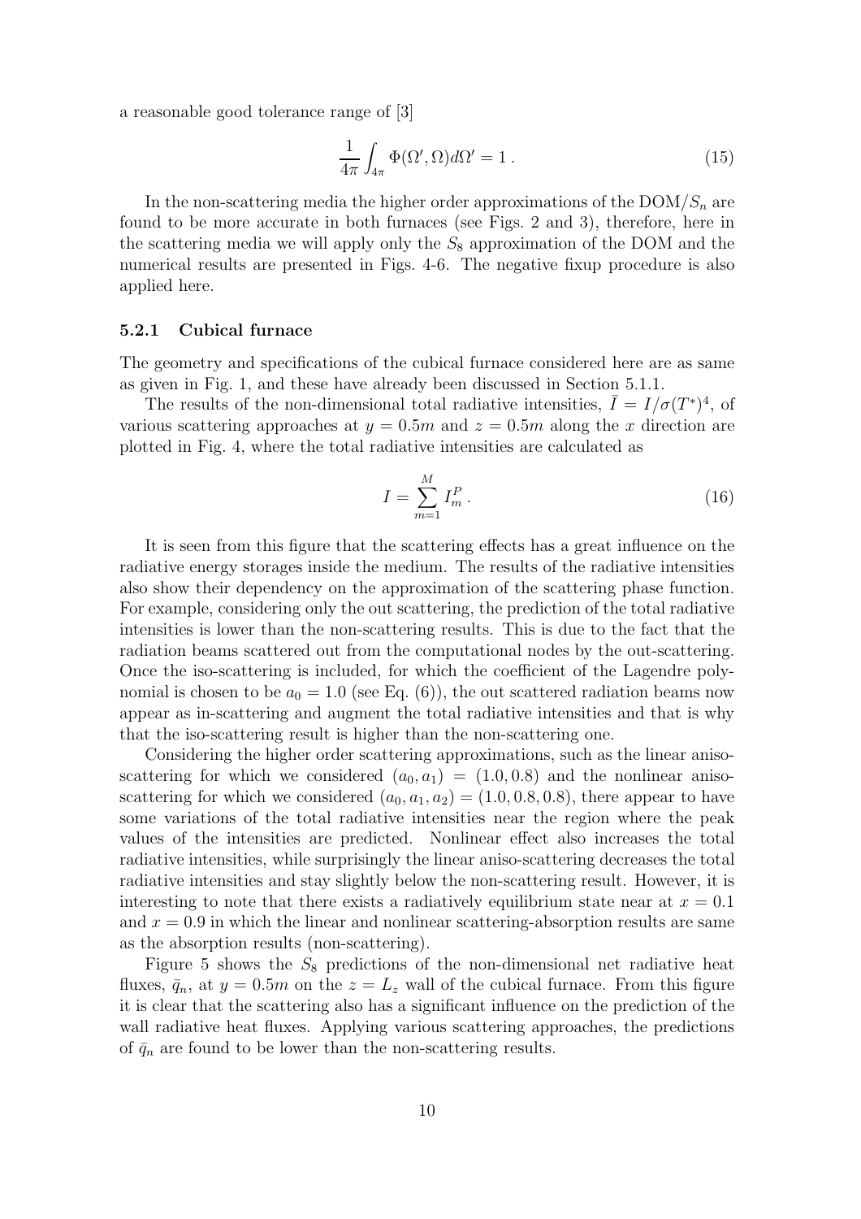a reasonable good tolerance range of [3]

$$\frac{1}{4\pi}\int_{4\pi}\Phi(\Omega',\Omega)d\Omega' = 1\,. \tag{15}$$

In the non-scattering media the higher order approximations of the DOM/$S_n$ are found to be more accurate in both furnaces (see Figs. 2 and 3), therefore, here in the scattering media we will apply only the $S_8$ approximation of the DOM and the numerical results are presented in Figs. 4-6. The negative fixup procedure is also applied here.

### 5.2.1 Cubical furnace

The geometry and specifications of the cubical furnace considered here are as same as given in Fig. 1, and these have already been discussed in Section 5.1.1.

The results of the non-dimensional total radiative intensities, $\bar{I} = I/\sigma(T^*)^4$, of various scattering approaches at $y = 0.5m$ and $z = 0.5m$ along the $x$ direction are plotted in Fig. 4, where the total radiative intensities are calculated as

$$I = \sum_{m=1}^{M} I_m^P\,. \tag{16}$$

It is seen from this figure that the scattering effects has a great influence on the radiative energy storages inside the medium. The results of the radiative intensities also show their dependency on the approximation of the scattering phase function. For example, considering only the out scattering, the prediction of the total radiative intensities is lower than the non-scattering results. This is due to the fact that the radiation beams scattered out from the computational nodes by the out-scattering. Once the iso-scattering is included, for which the coefficient of the Lagendre polynomial is chosen to be $a_0 = 1.0$ (see Eq. (6)), the out scattered radiation beams now appear as in-scattering and augment the total radiative intensities and that is why that the iso-scattering result is higher than the non-scattering one.

Considering the higher order scattering approximations, such as the linear aniso-scattering for which we considered $(a_0, a_1) = (1.0, 0.8)$ and the nonlinear aniso-scattering for which we considered $(a_0, a_1, a_2) = (1.0, 0.8, 0.8)$, there appear to have some variations of the total radiative intensities near the region where the peak values of the intensities are predicted. Nonlinear effect also increases the total radiative intensities, while surprisingly the linear aniso-scattering decreases the total radiative intensities and stay slightly below the non-scattering result. However, it is interesting to note that there exists a radiatively equilibrium state near at $x = 0.1$ and $x = 0.9$ in which the linear and nonlinear scattering-absorption results are same as the absorption results (non-scattering).

Figure 5 shows the $S_8$ predictions of the non-dimensional net radiative heat fluxes, $\bar{q}_n$, at $y = 0.5m$ on the $z = L_z$ wall of the cubical furnace. From this figure it is clear that the scattering also has a significant influence on the prediction of the wall radiative heat fluxes. Applying various scattering approaches, the predictions of $\bar{q}_n$ are found to be lower than the non-scattering results.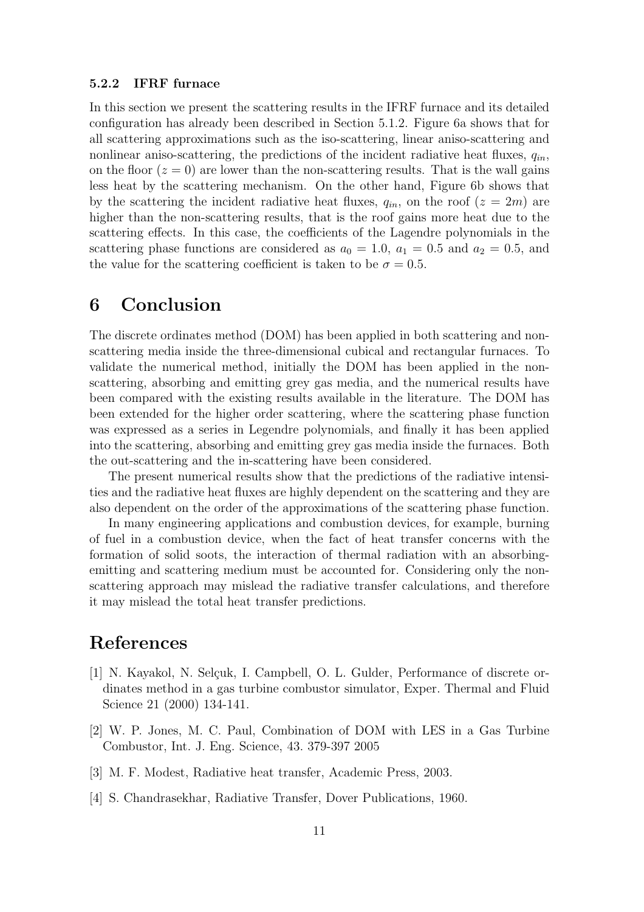### 5.2.2 IFRF furnace

In this section we present the scattering results in the IFRF furnace and its detailed configuration has already been described in Section 5.1.2. Figure 6a shows that for all scattering approximations such as the iso-scattering, linear aniso-scattering and nonlinear aniso-scattering, the predictions of the incident radiative heat fluxes, $q_{in}$, on the floor ($z = 0$) are lower than the non-scattering results. That is the wall gains less heat by the scattering mechanism. On the other hand, Figure 6b shows that by the scattering the incident radiative heat fluxes, $q_{in}$, on the roof ($z = 2m$) are higher than the non-scattering results, that is the roof gains more heat due to the scattering effects. In this case, the coefficients of the Lagendre polynomials in the scattering phase functions are considered as $a_0 = 1.0$, $a_1 = 0.5$ and $a_2 = 0.5$, and the value for the scattering coefficient is taken to be $\sigma = 0.5$.

# 6 Conclusion

The discrete ordinates method (DOM) has been applied in both scattering and non-scattering media inside the three-dimensional cubical and rectangular furnaces. To validate the numerical method, initially the DOM has been applied in the non-scattering, absorbing and emitting grey gas media, and the numerical results have been compared with the existing results available in the literature. The DOM has been extended for the higher order scattering, where the scattering phase function was expressed as a series in Legendre polynomials, and finally it has been applied into the scattering, absorbing and emitting grey gas media inside the furnaces. Both the out-scattering and the in-scattering have been considered.

The present numerical results show that the predictions of the radiative intensities and the radiative heat fluxes are highly dependent on the scattering and they are also dependent on the order of the approximations of the scattering phase function.

In many engineering applications and combustion devices, for example, burning of fuel in a combustion device, when the fact of heat transfer concerns with the formation of solid soots, the interaction of thermal radiation with an absorbing-emitting and scattering medium must be accounted for. Considering only the non-scattering approach may mislead the radiative transfer calculations, and therefore it may mislead the total heat transfer predictions.

# References

[1] N. Kayakol, N. Selçuk, I. Campbell, O. L. Gulder, Performance of discrete ordinates method in a gas turbine combustor simulator, Exper. Thermal and Fluid Science 21 (2000) 134-141.

[2] W. P. Jones, M. C. Paul, Combination of DOM with LES in a Gas Turbine Combustor, Int. J. Eng. Science, 43. 379-397 2005

[3] M. F. Modest, Radiative heat transfer, Academic Press, 2003.

[4] S. Chandrasekhar, Radiative Transfer, Dover Publications, 1960.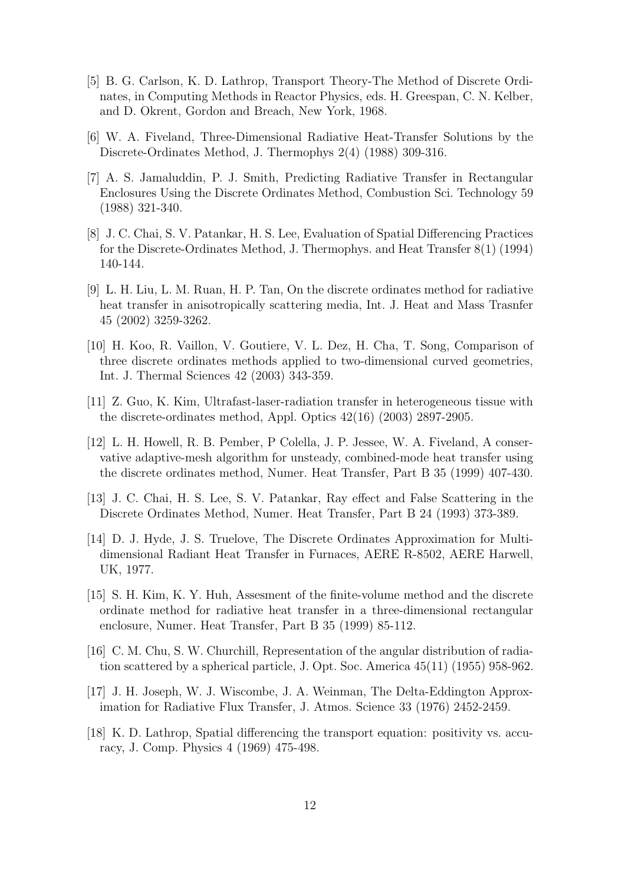[5] B. G. Carlson, K. D. Lathrop, Transport Theory-The Method of Discrete Ordinates, in Computing Methods in Reactor Physics, eds. H. Greespan, C. N. Kelber, and D. Okrent, Gordon and Breach, New York, 1968.

[6] W. A. Fiveland, Three-Dimensional Radiative Heat-Transfer Solutions by the Discrete-Ordinates Method, J. Thermophys 2(4) (1988) 309-316.

[7] A. S. Jamaluddin, P. J. Smith, Predicting Radiative Transfer in Rectangular Enclosures Using the Discrete Ordinates Method, Combustion Sci. Technology 59 (1988) 321-340.

[8] J. C. Chai, S. V. Patankar, H. S. Lee, Evaluation of Spatial Differencing Practices for the Discrete-Ordinates Method, J. Thermophys. and Heat Transfer 8(1) (1994) 140-144.

[9] L. H. Liu, L. M. Ruan, H. P. Tan, On the discrete ordinates method for radiative heat transfer in anisotropically scattering media, Int. J. Heat and Mass Trasnfer 45 (2002) 3259-3262.

[10] H. Koo, R. Vaillon, V. Goutiere, V. L. Dez, H. Cha, T. Song, Comparison of three discrete ordinates methods applied to two-dimensional curved geometries, Int. J. Thermal Sciences 42 (2003) 343-359.

[11] Z. Guo, K. Kim, Ultrafast-laser-radiation transfer in heterogeneous tissue with the discrete-ordinates method, Appl. Optics 42(16) (2003) 2897-2905.

[12] L. H. Howell, R. B. Pember, P Colella, J. P. Jessee, W. A. Fiveland, A conservative adaptive-mesh algorithm for unsteady, combined-mode heat transfer using the discrete ordinates method, Numer. Heat Transfer, Part B 35 (1999) 407-430.

[13] J. C. Chai, H. S. Lee, S. V. Patankar, Ray effect and False Scattering in the Discrete Ordinates Method, Numer. Heat Transfer, Part B 24 (1993) 373-389.

[14] D. J. Hyde, J. S. Truelove, The Discrete Ordinates Approximation for Multidimensional Radiant Heat Transfer in Furnaces, AERE R-8502, AERE Harwell, UK, 1977.

[15] S. H. Kim, K. Y. Huh, Assesment of the finite-volume method and the discrete ordinate method for radiative heat transfer in a three-dimensional rectangular enclosure, Numer. Heat Transfer, Part B 35 (1999) 85-112.

[16] C. M. Chu, S. W. Churchill, Representation of the angular distribution of radiation scattered by a spherical particle, J. Opt. Soc. America 45(11) (1955) 958-962.

[17] J. H. Joseph, W. J. Wiscombe, J. A. Weinman, The Delta-Eddington Approximation for Radiative Flux Transfer, J. Atmos. Science 33 (1976) 2452-2459.

[18] K. D. Lathrop, Spatial differencing the transport equation: positivity vs. accuracy, J. Comp. Physics 4 (1969) 475-498.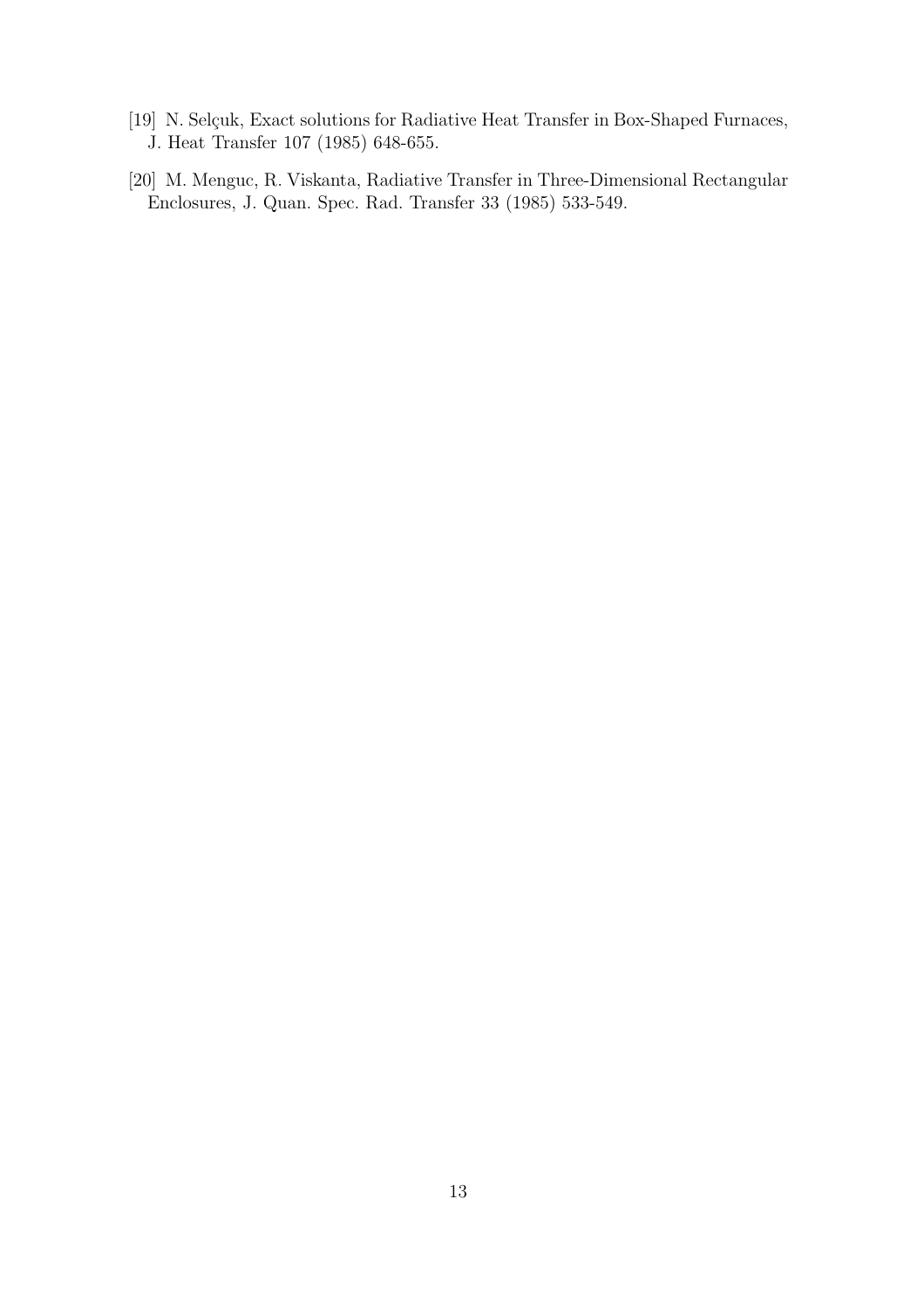[19] N. Selçuk, Exact solutions for Radiative Heat Transfer in Box-Shaped Furnaces, J. Heat Transfer 107 (1985) 648-655.

[20] M. Menguc, R. Viskanta, Radiative Transfer in Three-Dimensional Rectangular Enclosures, J. Quan. Spec. Rad. Transfer 33 (1985) 533-549.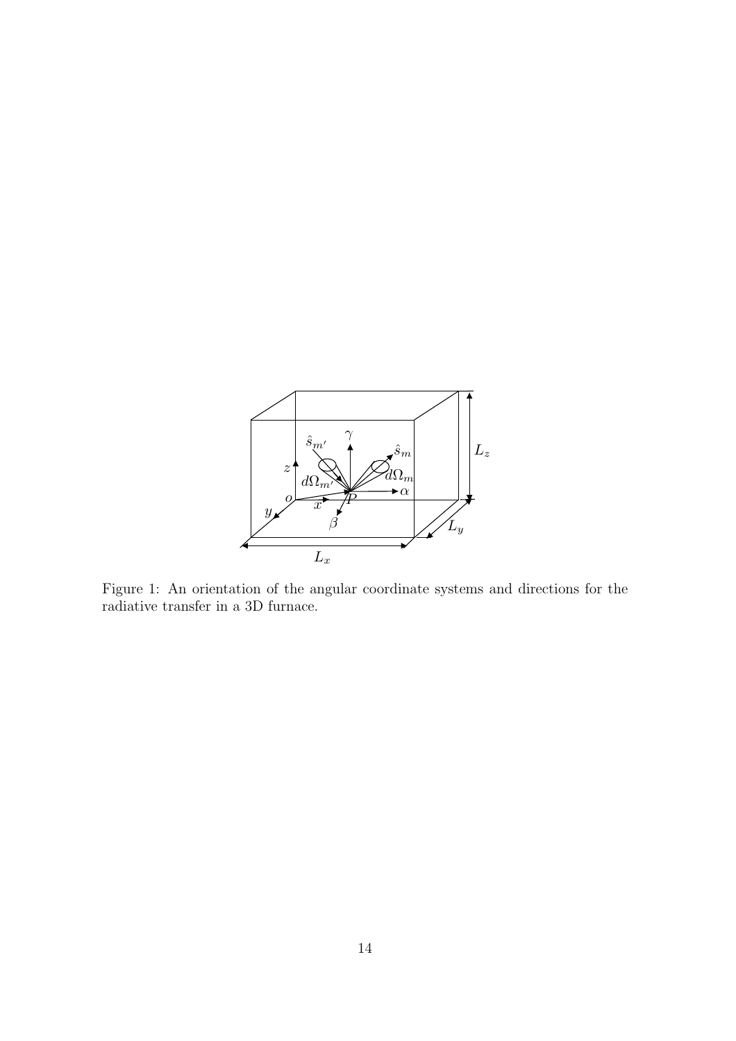Figure 1: An orientation of the angular coordinate systems and directions for the radiative transfer in a 3D furnace.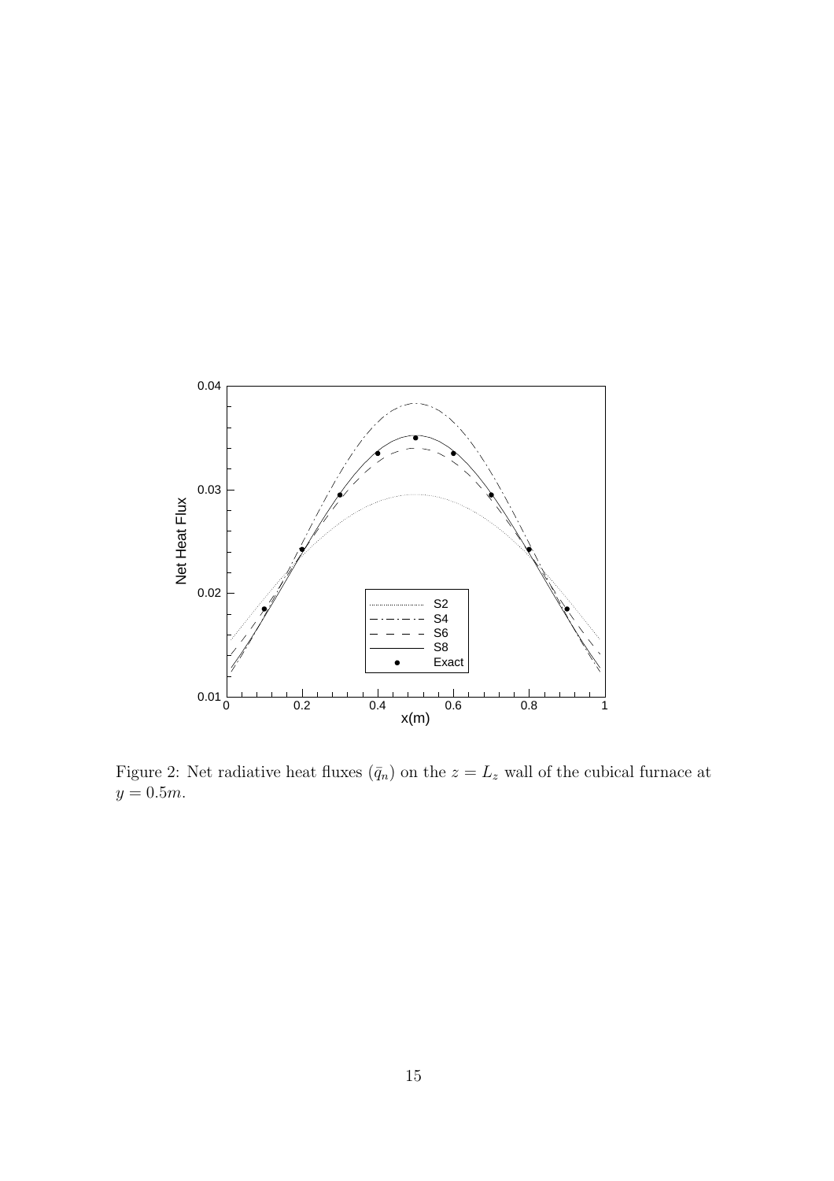0.04

0.03

0.02

0.01

Net Heat Flux

0 0.2 0.4 0.6 0.8 1

x(m)

S2
S4
S6
S8
Exact

Figure 2: Net radiative heat fluxes ($\bar{q}_n$) on the $z = L_z$ wall of the cubical furnace at $y = 0.5m$.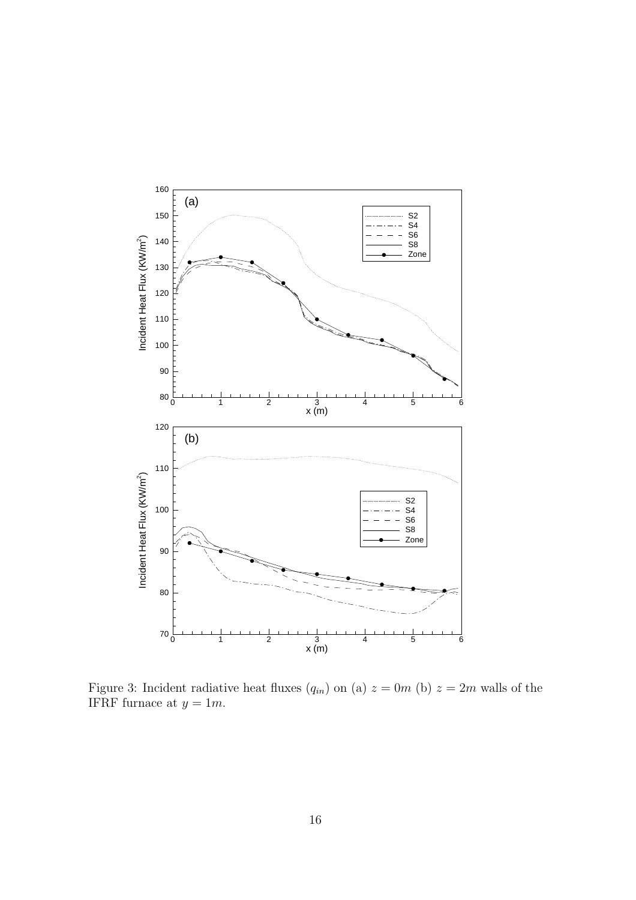(a)

160
150
140
130
120
110
100
90
80

Incident Heat Flux (KW/m$^2$)

S2
S4
S6
S8
Zone

0 1 2 3 4 5 6
x (m)

(b)

120
110
100
90
80
70

Incident Heat Flux (KW/m$^2$)

S2
S4
S6
S8
Zone

0 1 2 3 4 5 6
x (m)

Figure 3: Incident radiative heat fluxes ($q_{in}$) on (a) $z = 0m$ (b) $z = 2m$ walls of the IFRF furnace at $y = 1m$.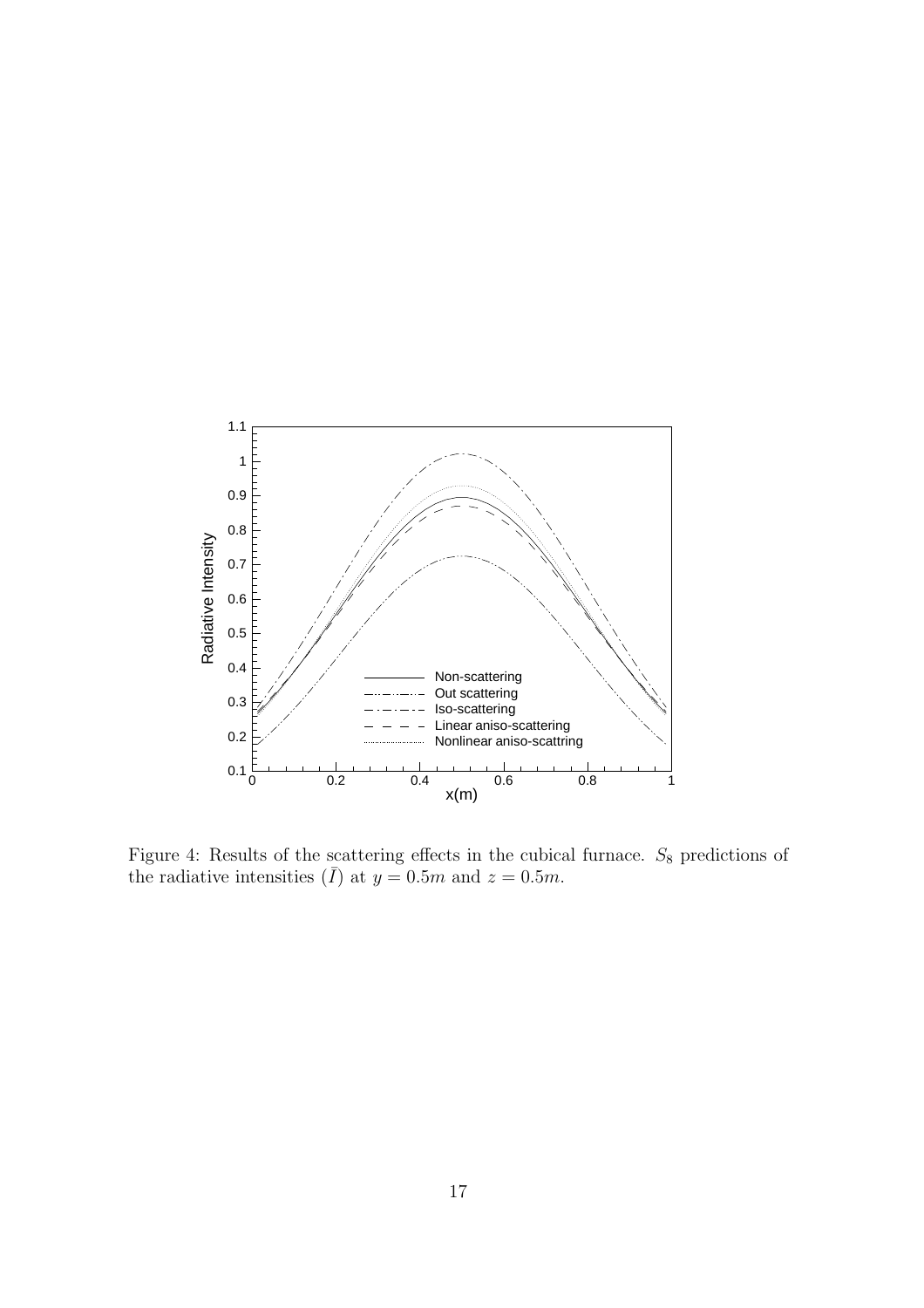Radiative Intensity

1.1
1
0.9
0.8
0.7
0.6
0.5
0.4
0.3
0.2
0.1

0
0.2
0.4
0.6
0.8
1

x(m)

Non-scattering
Out scattering
Iso-scattering
Linear aniso-scattering
Nonlinear aniso-scattring

Figure 4: Results of the scattering effects in the cubical furnace. $S_8$ predictions of the radiative intensities ($\bar{I}$) at $y = 0.5m$ and $z = 0.5m$.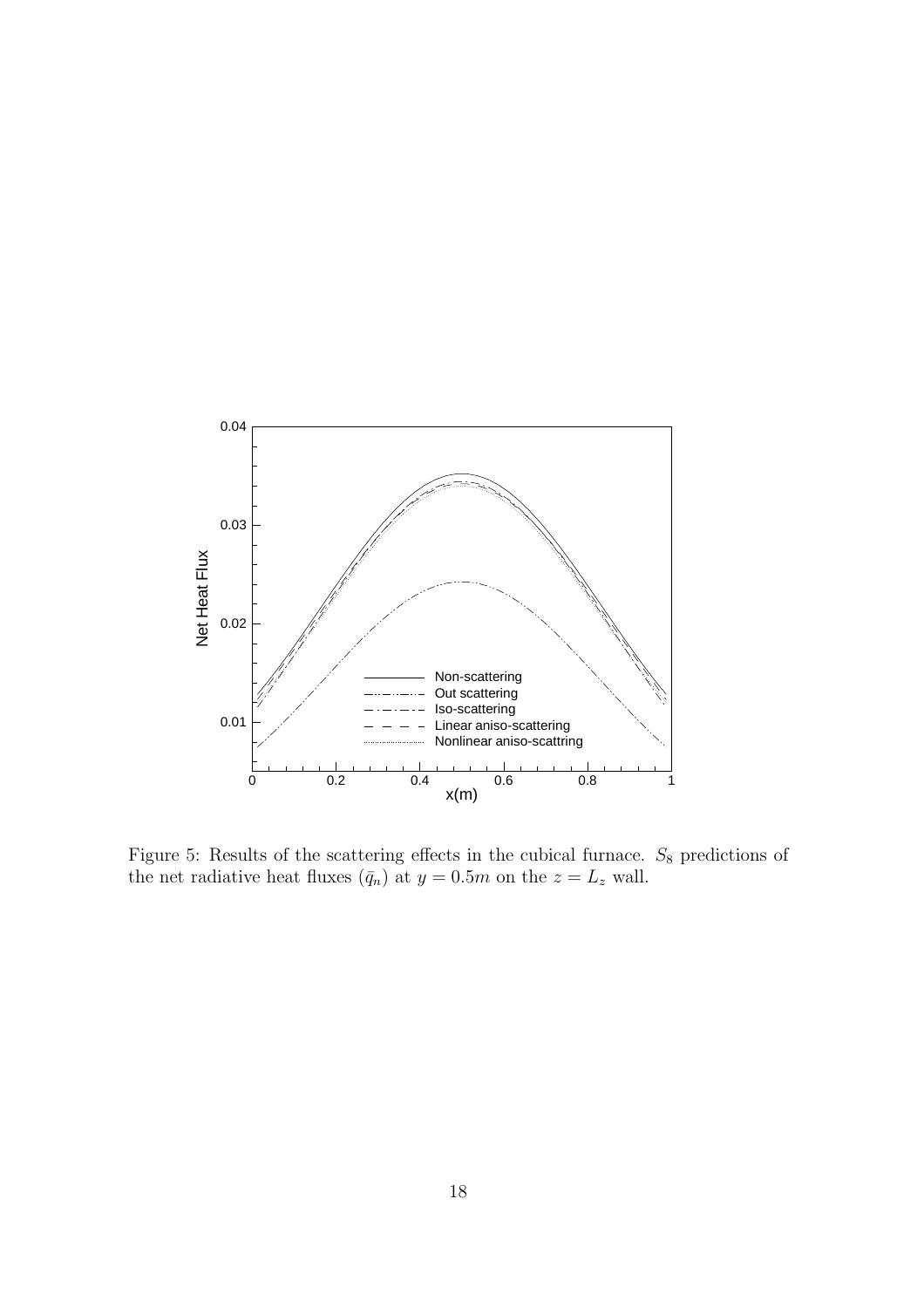Net Heat Flux

0.04

0.03

0.02

0.01

0

0.2

0.4

0.6

0.8

1

x(m)

Non-scattering

Out scattering

Iso-scattering

Linear aniso-scattering

Nonlinear aniso-scattring

Figure 5: Results of the scattering effects in the cubical furnace. $S_8$ predictions of the net radiative heat fluxes ($\bar{q}_n$) at $y = 0.5m$ on the $z = L_z$ wall.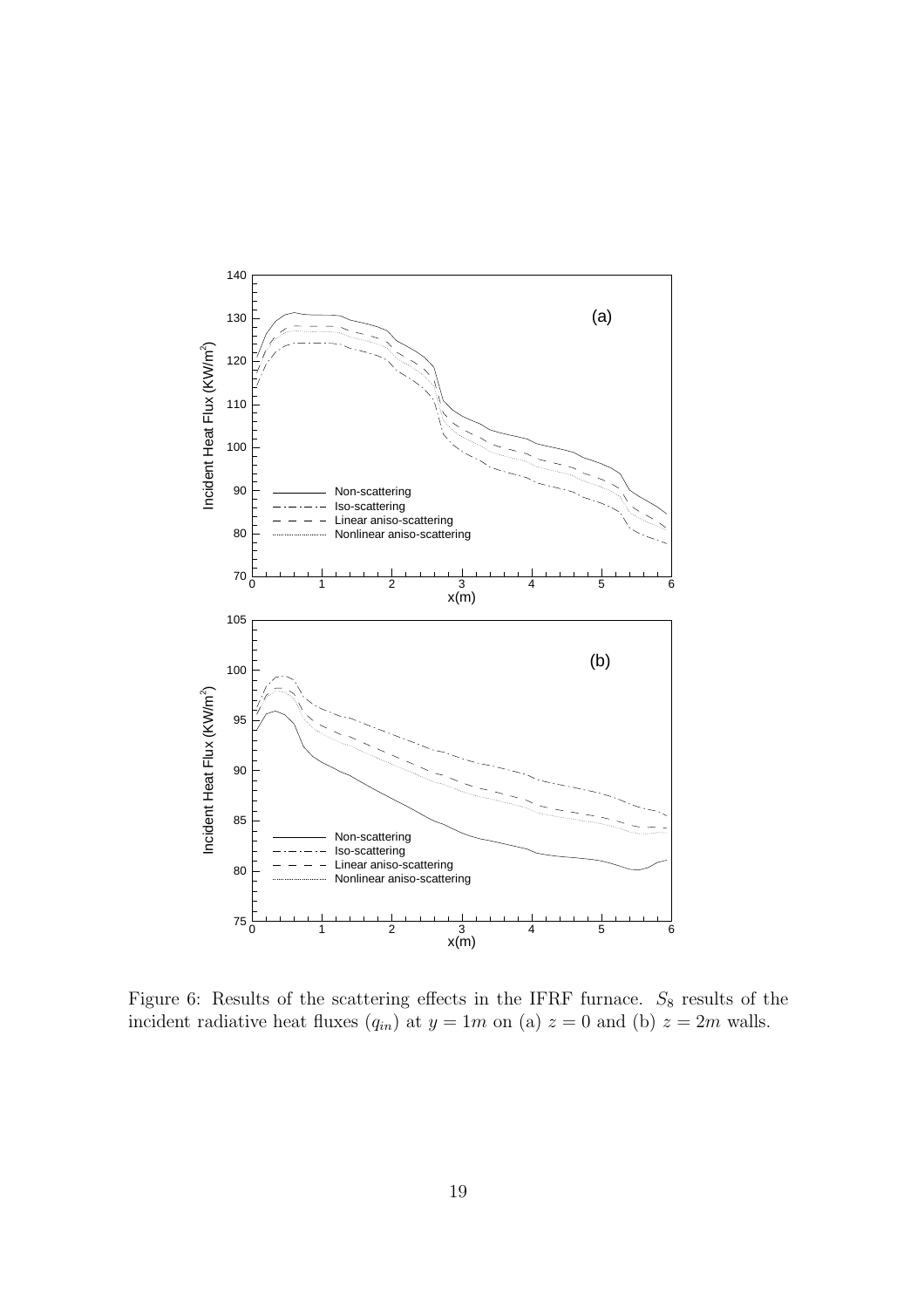(a)

Incident Heat Flux (KW/m$^2$)

140
130
120
110
100
90
80
70

0 1 2 3 4 5 6

x(m)

Non-scattering
Iso-scattering
Linear aniso-scattering
Nonlinear aniso-scattering

(b)

Incident Heat Flux (KW/m$^2$)

105
100
95
90
85
80
75

0 1 2 3 4 5 6

x(m)

Non-scattering
Iso-scattering
Linear aniso-scattering
Nonlinear aniso-scattering

Figure 6: Results of the scattering effects in the IFRF furnace. $S_8$ results of the incident radiative heat fluxes ($q_{in}$) at $y = 1m$ on (a) $z = 0$ and (b) $z = 2m$ walls.